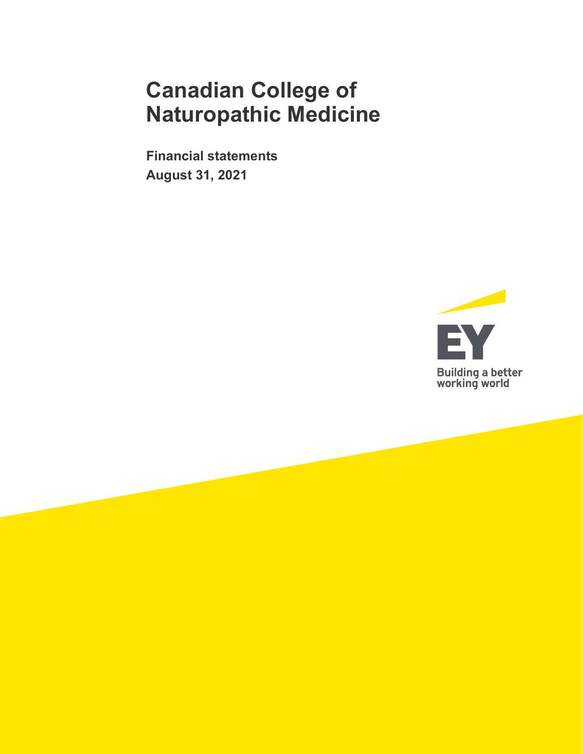# Canadian College of Naturopathic Medicine

**Financial statements**
**August 31, 2021**

EY
Building a better working world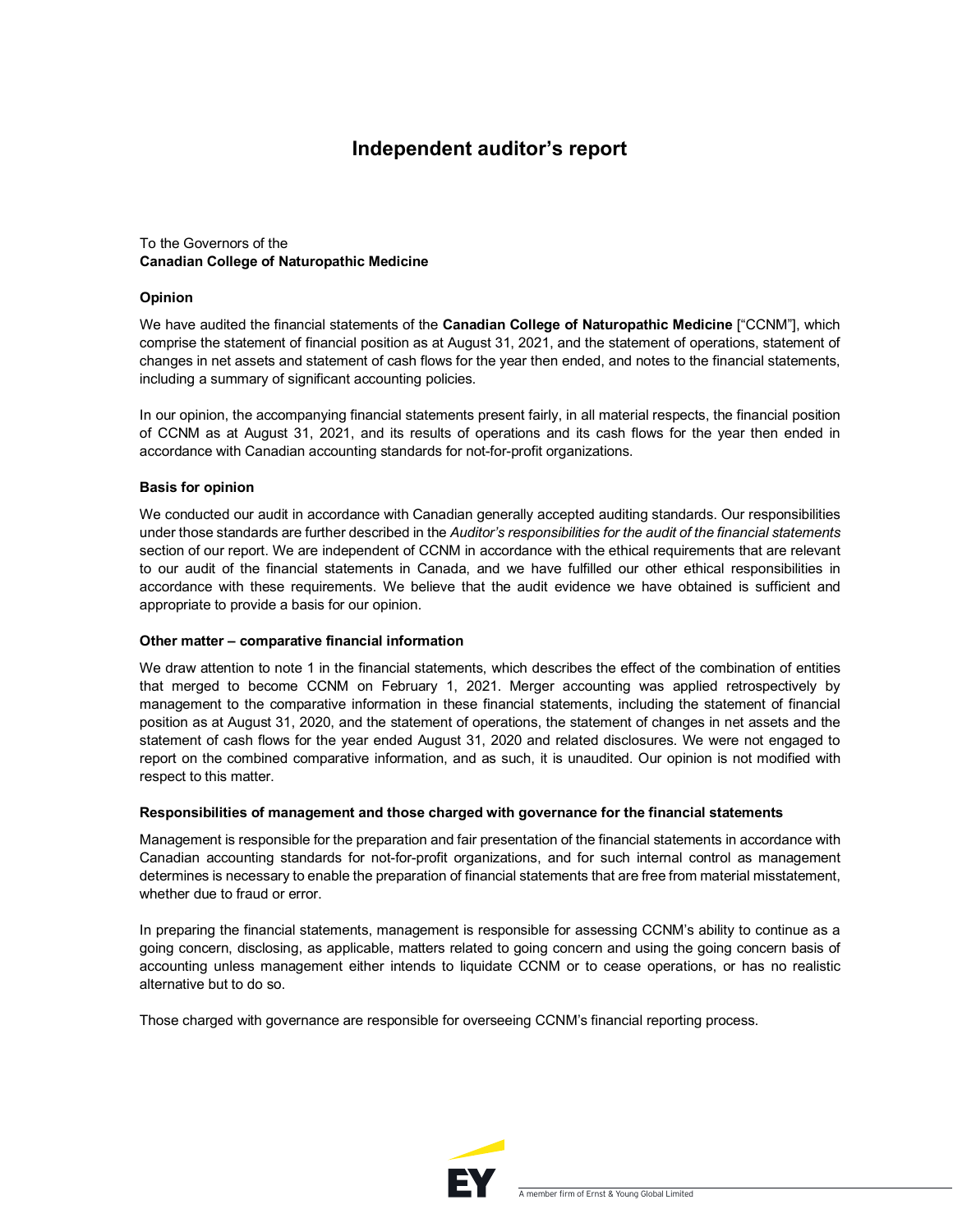# Independent auditor's report

To the Governors of the
**Canadian College of Naturopathic Medicine**

### Opinion

We have audited the financial statements of the **Canadian College of Naturopathic Medicine** ["CCNM"], which comprise the statement of financial position as at August 31, 2021, and the statement of operations, statement of changes in net assets and statement of cash flows for the year then ended, and notes to the financial statements, including a summary of significant accounting policies.

In our opinion, the accompanying financial statements present fairly, in all material respects, the financial position of CCNM as at August 31, 2021, and its results of operations and its cash flows for the year then ended in accordance with Canadian accounting standards for not-for-profit organizations.

### Basis for opinion

We conducted our audit in accordance with Canadian generally accepted auditing standards. Our responsibilities under those standards are further described in the *Auditor's responsibilities for the audit of the financial statements* section of our report. We are independent of CCNM in accordance with the ethical requirements that are relevant to our audit of the financial statements in Canada, and we have fulfilled our other ethical responsibilities in accordance with these requirements. We believe that the audit evidence we have obtained is sufficient and appropriate to provide a basis for our opinion.

### Other matter – comparative financial information

We draw attention to note 1 in the financial statements, which describes the effect of the combination of entities that merged to become CCNM on February 1, 2021. Merger accounting was applied retrospectively by management to the comparative information in these financial statements, including the statement of financial position as at August 31, 2020, and the statement of operations, the statement of changes in net assets and the statement of cash flows for the year ended August 31, 2020 and related disclosures. We were not engaged to report on the combined comparative information, and as such, it is unaudited. Our opinion is not modified with respect to this matter.

### Responsibilities of management and those charged with governance for the financial statements

Management is responsible for the preparation and fair presentation of the financial statements in accordance with Canadian accounting standards for not-for-profit organizations, and for such internal control as management determines is necessary to enable the preparation of financial statements that are free from material misstatement, whether due to fraud or error.

In preparing the financial statements, management is responsible for assessing CCNM's ability to continue as a going concern, disclosing, as applicable, matters related to going concern and using the going concern basis of accounting unless management either intends to liquidate CCNM or to cease operations, or has no realistic alternative but to do so.

Those charged with governance are responsible for overseeing CCNM's financial reporting process.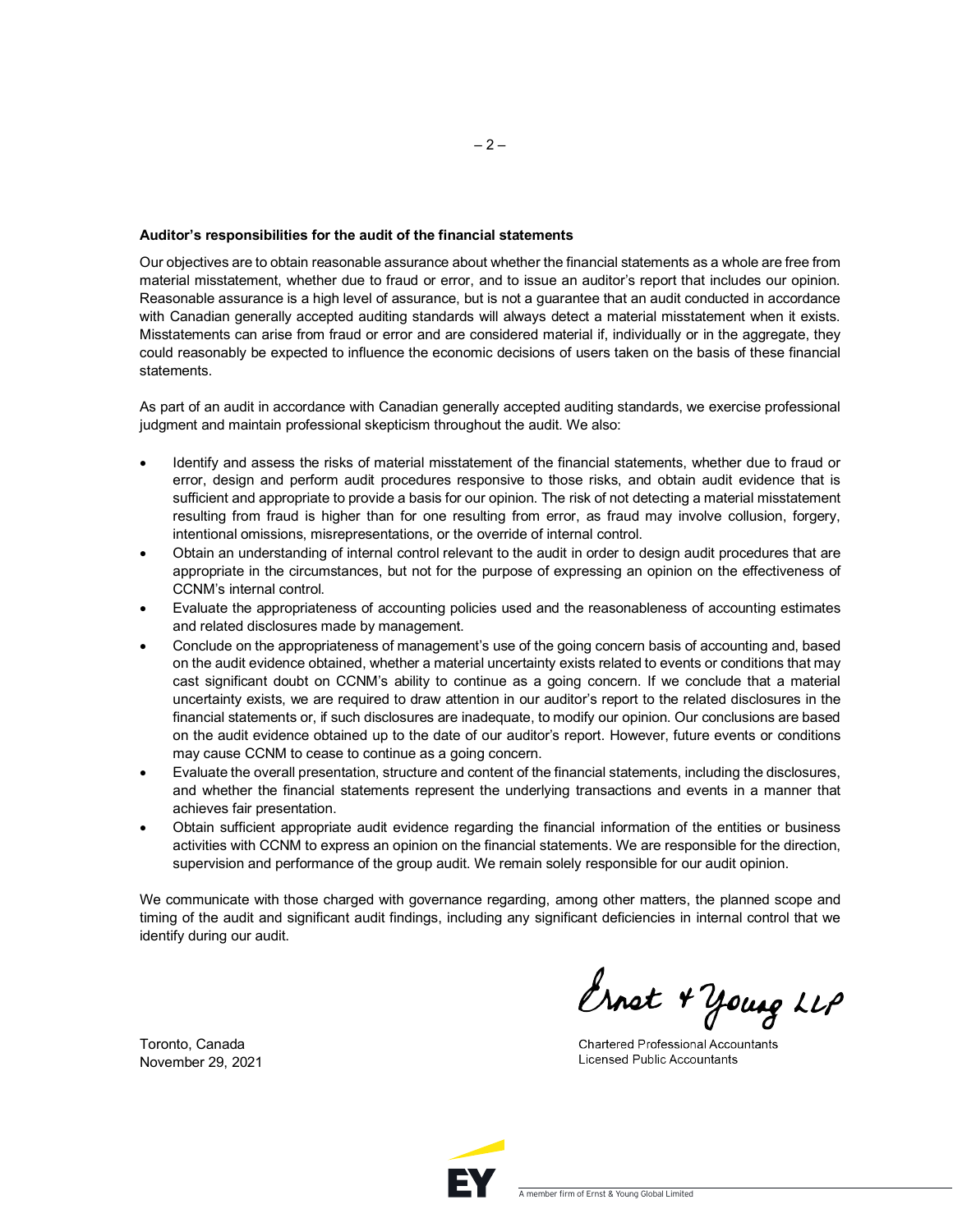**Auditor's responsibilities for the audit of the financial statements**

Our objectives are to obtain reasonable assurance about whether the financial statements as a whole are free from material misstatement, whether due to fraud or error, and to issue an auditor's report that includes our opinion. Reasonable assurance is a high level of assurance, but is not a guarantee that an audit conducted in accordance with Canadian generally accepted auditing standards will always detect a material misstatement when it exists. Misstatements can arise from fraud or error and are considered material if, individually or in the aggregate, they could reasonably be expected to influence the economic decisions of users taken on the basis of these financial statements.

As part of an audit in accordance with Canadian generally accepted auditing standards, we exercise professional judgment and maintain professional skepticism throughout the audit. We also:

- Identify and assess the risks of material misstatement of the financial statements, whether due to fraud or error, design and perform audit procedures responsive to those risks, and obtain audit evidence that is sufficient and appropriate to provide a basis for our opinion. The risk of not detecting a material misstatement resulting from fraud is higher than for one resulting from error, as fraud may involve collusion, forgery, intentional omissions, misrepresentations, or the override of internal control.
- Obtain an understanding of internal control relevant to the audit in order to design audit procedures that are appropriate in the circumstances, but not for the purpose of expressing an opinion on the effectiveness of CCNM's internal control.
- Evaluate the appropriateness of accounting policies used and the reasonableness of accounting estimates and related disclosures made by management.
- Conclude on the appropriateness of management's use of the going concern basis of accounting and, based on the audit evidence obtained, whether a material uncertainty exists related to events or conditions that may cast significant doubt on CCNM's ability to continue as a going concern. If we conclude that a material uncertainty exists, we are required to draw attention in our auditor's report to the related disclosures in the financial statements or, if such disclosures are inadequate, to modify our opinion. Our conclusions are based on the audit evidence obtained up to the date of our auditor's report. However, future events or conditions may cause CCNM to cease to continue as a going concern.
- Evaluate the overall presentation, structure and content of the financial statements, including the disclosures, and whether the financial statements represent the underlying transactions and events in a manner that achieves fair presentation.
- Obtain sufficient appropriate audit evidence regarding the financial information of the entities or business activities with CCNM to express an opinion on the financial statements. We are responsible for the direction, supervision and performance of the group audit. We remain solely responsible for our audit opinion.

We communicate with those charged with governance regarding, among other matters, the planned scope and timing of the audit and significant audit findings, including any significant deficiencies in internal control that we identify during our audit.

Ernst & Young LLP

Chartered Professional Accountants
Licensed Public Accountants

Toronto, Canada
November 29, 2021

A member firm of Ernst & Young Global Limited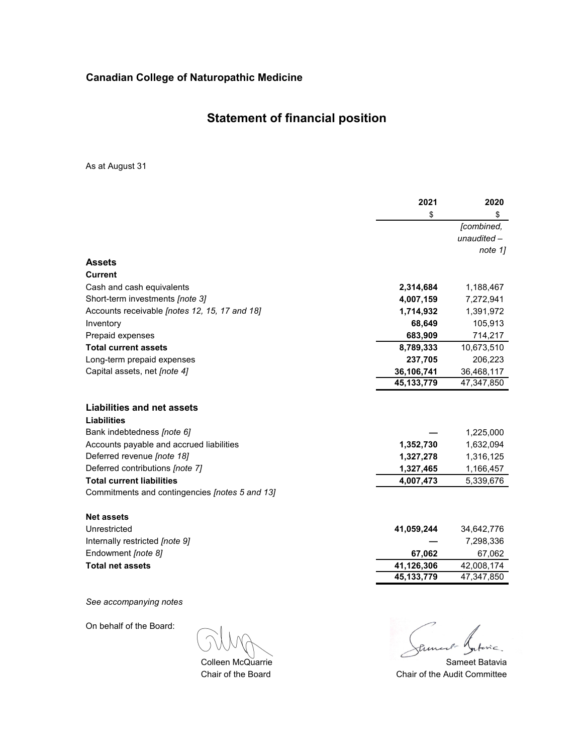**Canadian College of Naturopathic Medicine**

# Statement of financial position

As at August 31

| | 2021 | 2020 |
|---|---|---|
| | $ | $ |
| | | *[combined, unaudited – note 1]* |
| **Assets** | | |
| **Current** | | |
| Cash and cash equivalents | **2,314,684** | 1,188,467 |
| Short-term investments *[note 3]* | **4,007,159** | 7,272,941 |
| Accounts receivable *[notes 12, 15, 17 and 18]* | **1,714,932** | 1,391,972 |
| Inventory | **68,649** | 105,913 |
| Prepaid expenses | **683,909** | 714,217 |
| **Total current assets** | **8,789,333** | 10,673,510 |
| Long-term prepaid expenses | **237,705** | 206,223 |
| Capital assets, net *[note 4]* | **36,106,741** | 36,468,117 |
| | **45,133,779** | 47,347,850 |
| | | |
| **Liabilities and net assets** | | |
| **Liabilities** | | |
| Bank indebtedness *[note 6]* | **—** | 1,225,000 |
| Accounts payable and accrued liabilities | **1,352,730** | 1,632,094 |
| Deferred revenue *[note 18]* | **1,327,278** | 1,316,125 |
| Deferred contributions *[note 7]* | **1,327,465** | 1,166,457 |
| **Total current liabilities** | **4,007,473** | 5,339,676 |
| Commitments and contingencies *[notes 5 and 13]* | | |
| | | |
| **Net assets** | | |
| Unrestricted | **41,059,244** | 34,642,776 |
| Internally restricted *[note 9]* | **—** | 7,298,336 |
| Endowment *[note 8]* | **67,062** | 67,062 |
| **Total net assets** | **41,126,306** | 42,008,174 |
| | **45,133,779** | 47,347,850 |

*See accompanying notes*

On behalf of the Board:

Colleen McQuarrie
Chair of the Board

Sameet Batavia
Chair of the Audit Committee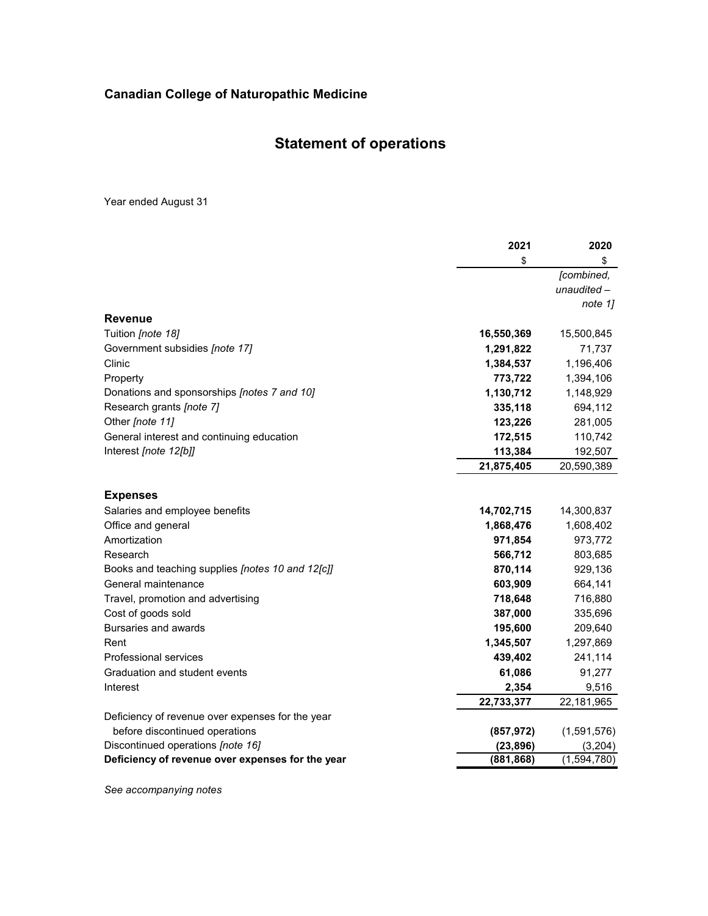**Canadian College of Naturopathic Medicine**

# Statement of operations

Year ended August 31

| | 2021 | 2020 |
|---|---|---|
| | $ | $ |
| | | *[combined, unaudited – note 1]* |
| **Revenue** | | |
| Tuition *[note 18]* | **16,550,369** | 15,500,845 |
| Government subsidies *[note 17]* | **1,291,822** | 71,737 |
| Clinic | **1,384,537** | 1,196,406 |
| Property | **773,722** | 1,394,106 |
| Donations and sponsorships *[notes 7 and 10]* | **1,130,712** | 1,148,929 |
| Research grants *[note 7]* | **335,118** | 694,112 |
| Other *[note 11]* | **123,226** | 281,005 |
| General interest and continuing education | **172,515** | 110,742 |
| Interest *[note 12[b]]* | **113,384** | 192,507 |
| | **21,875,405** | 20,590,389 |
| **Expenses** | | |
| Salaries and employee benefits | **14,702,715** | 14,300,837 |
| Office and general | **1,868,476** | 1,608,402 |
| Amortization | **971,854** | 973,772 |
| Research | **566,712** | 803,685 |
| Books and teaching supplies *[notes 10 and 12[c]]* | **870,114** | 929,136 |
| General maintenance | **603,909** | 664,141 |
| Travel, promotion and advertising | **718,648** | 716,880 |
| Cost of goods sold | **387,000** | 335,696 |
| Bursaries and awards | **195,600** | 209,640 |
| Rent | **1,345,507** | 1,297,869 |
| Professional services | **439,402** | 241,114 |
| Graduation and student events | **61,086** | 91,277 |
| Interest | **2,354** | 9,516 |
| | **22,733,377** | 22,181,965 |
| Deficiency of revenue over expenses for the year before discontinued operations | **(857,972)** | (1,591,576) |
| Discontinued operations *[note 16]* | **(23,896)** | (3,204) |
| **Deficiency of revenue over expenses for the year** | **(881,868)** | (1,594,780) |

*See accompanying notes*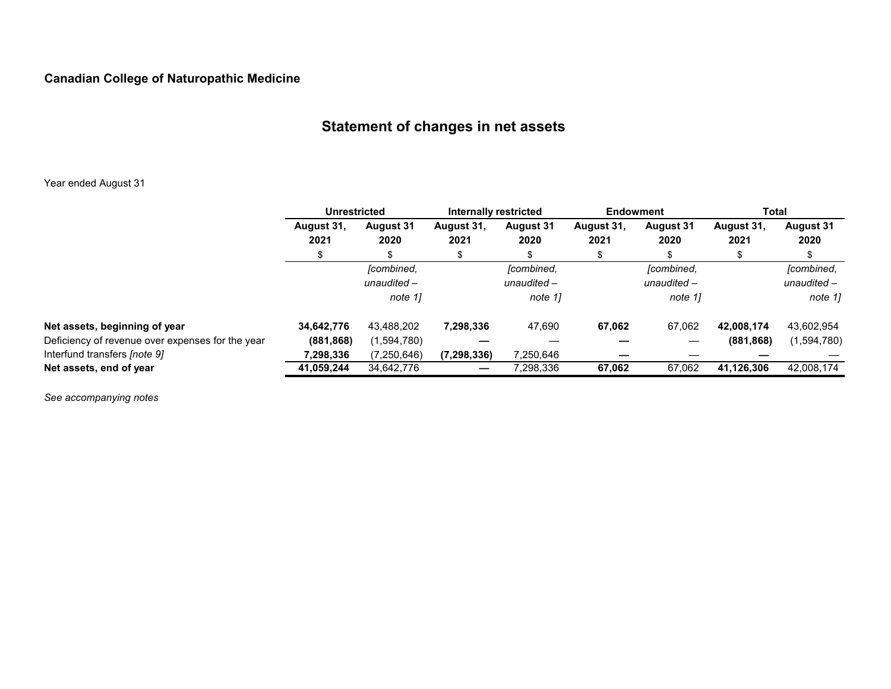**Canadian College of Naturopathic Medicine**

## Statement of changes in net assets

Year ended August 31

| | Unrestricted | | Internally restricted | | Endowment | | Total | |
|---|---|---|---|---|---|---|---|---|
| | **August 31, 2021** | **August 31 2020** | **August 31, 2021** | **August 31 2020** | **August 31, 2021** | **August 31 2020** | **August 31, 2021** | **August 31 2020** |
| | $ | $ | $ | $ | $ | $ | $ | $ |
| | | *[combined, unaudited – note 1]* | | *[combined, unaudited – note 1]* | | *[combined, unaudited – note 1]* | | *[combined, unaudited – note 1]* |
| **Net assets, beginning of year** | **34,642,776** | 43,488,202 | **7,298,336** | 47,690 | **67,062** | 67,062 | **42,008,174** | 43,602,954 |
| Deficiency of revenue over expenses for the year | **(881,868)** | (1,594,780) | **—** | — | **—** | — | **(881,868)** | (1,594,780) |
| Interfund transfers *[note 9]* | **7,298,336** | (7,250,646) | **(7,298,336)** | 7,250,646 | **—** | — | **—** | — |
| **Net assets, end of year** | **41,059,244** | 34,642,776 | **—** | 7,298,336 | **67,062** | 67,062 | **41,126,306** | 42,008,174 |

*See accompanying notes*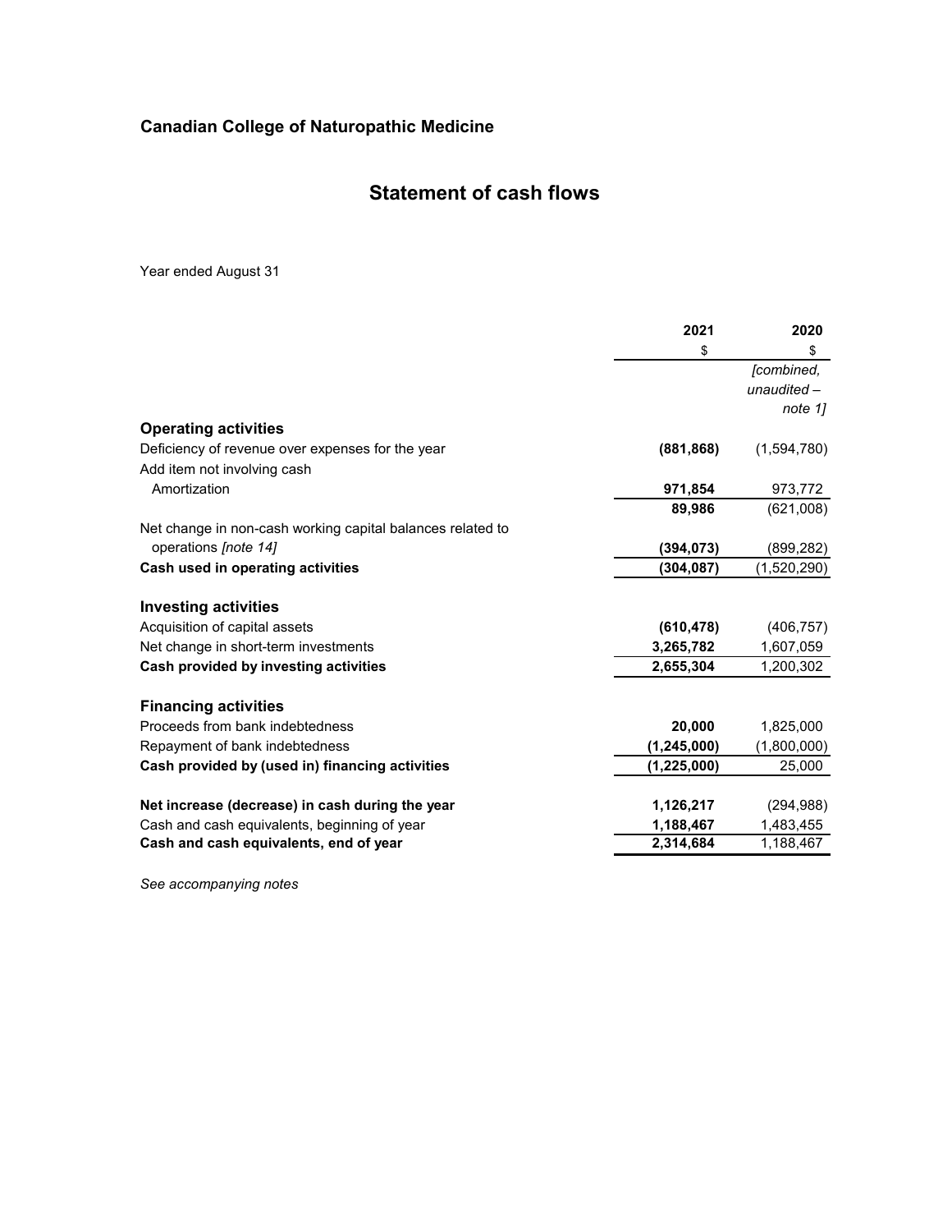## Canadian College of Naturopathic Medicine

# Statement of cash flows

Year ended August 31

| | 2021 | 2020 |
|---|---|---|
| | $ | $ |
| | | *[combined, unaudited – note 1]* |
| **Operating activities** | | |
| Deficiency of revenue over expenses for the year | **(881,868)** | (1,594,780) |
| Add item not involving cash | | |
| Amortization | **971,854** | 973,772 |
| | **89,986** | (621,008) |
| Net change in non-cash working capital balances related to operations *[note 14]* | **(394,073)** | (899,282) |
| **Cash used in operating activities** | **(304,087)** | (1,520,290) |
| **Investing activities** | | |
| Acquisition of capital assets | **(610,478)** | (406,757) |
| Net change in short-term investments | **3,265,782** | 1,607,059 |
| **Cash provided by investing activities** | **2,655,304** | 1,200,302 |
| **Financing activities** | | |
| Proceeds from bank indebtedness | **20,000** | 1,825,000 |
| Repayment of bank indebtedness | **(1,245,000)** | (1,800,000) |
| **Cash provided by (used in) financing activities** | **(1,225,000)** | 25,000 |
| **Net increase (decrease) in cash during the year** | **1,126,217** | (294,988) |
| Cash and cash equivalents, beginning of year | **1,188,467** | 1,483,455 |
| **Cash and cash equivalents, end of year** | **2,314,684** | 1,188,467 |

*See accompanying notes*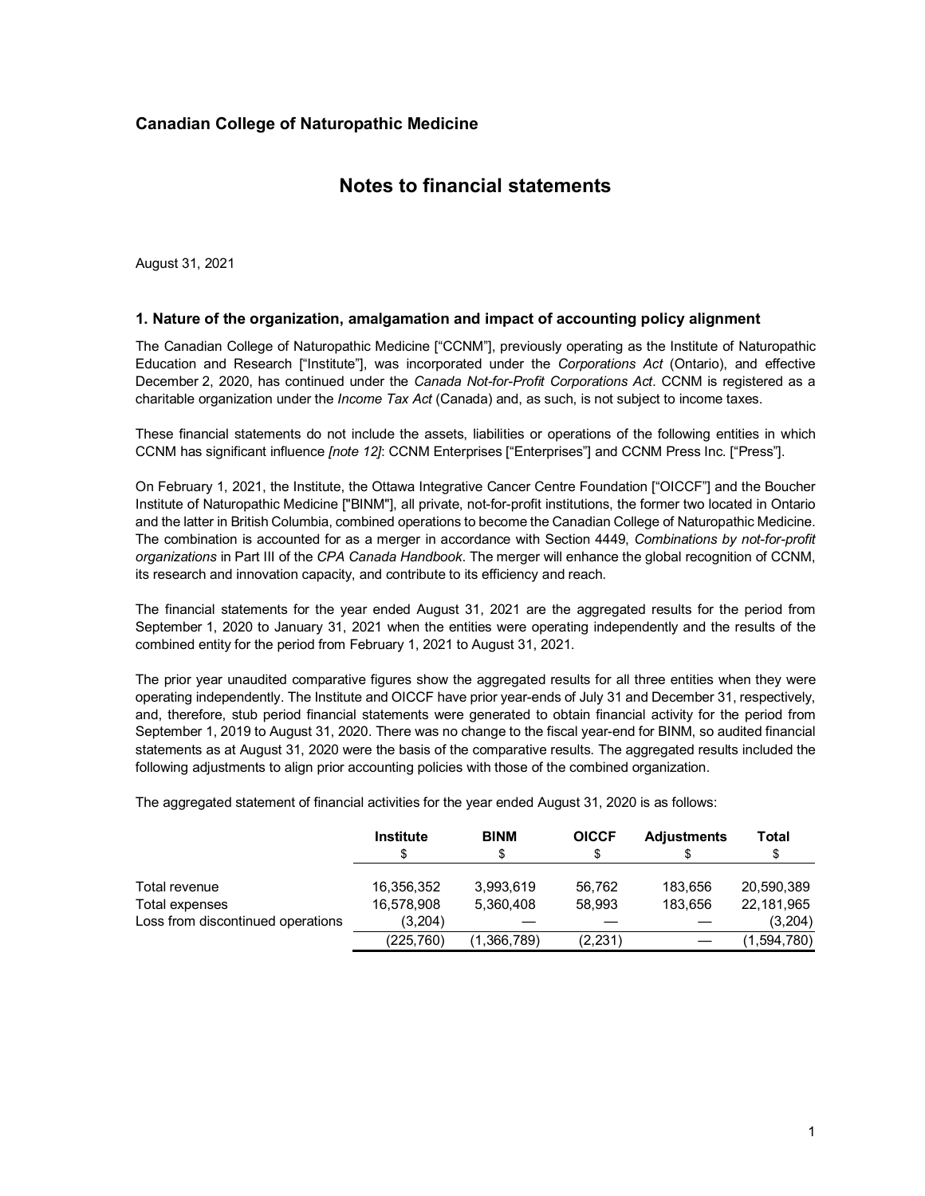## Canadian College of Naturopathic Medicine

# Notes to financial statements

August 31, 2021

### 1. Nature of the organization, amalgamation and impact of accounting policy alignment

The Canadian College of Naturopathic Medicine ["CCNM"], previously operating as the Institute of Naturopathic Education and Research ["Institute"], was incorporated under the *Corporations Act* (Ontario), and effective December 2, 2020, has continued under the *Canada Not-for-Profit Corporations Act*. CCNM is registered as a charitable organization under the *Income Tax Act* (Canada) and, as such, is not subject to income taxes.

These financial statements do not include the assets, liabilities or operations of the following entities in which CCNM has significant influence *[note 12]*: CCNM Enterprises ["Enterprises"] and CCNM Press Inc. ["Press"].

On February 1, 2021, the Institute, the Ottawa Integrative Cancer Centre Foundation ["OICCF"] and the Boucher Institute of Naturopathic Medicine ["BINM"], all private, not-for-profit institutions, the former two located in Ontario and the latter in British Columbia, combined operations to become the Canadian College of Naturopathic Medicine. The combination is accounted for as a merger in accordance with Section 4449, *Combinations by not-for-profit organizations* in Part III of the *CPA Canada Handbook*. The merger will enhance the global recognition of CCNM, its research and innovation capacity, and contribute to its efficiency and reach.

The financial statements for the year ended August 31, 2021 are the aggregated results for the period from September 1, 2020 to January 31, 2021 when the entities were operating independently and the results of the combined entity for the period from February 1, 2021 to August 31, 2021.

The prior year unaudited comparative figures show the aggregated results for all three entities when they were operating independently. The Institute and OICCF have prior year-ends of July 31 and December 31, respectively, and, therefore, stub period financial statements were generated to obtain financial activity for the period from September 1, 2019 to August 31, 2020. There was no change to the fiscal year-end for BINM, so audited financial statements as at August 31, 2020 were the basis of the comparative results. The aggregated results included the following adjustments to align prior accounting policies with those of the combined organization.

The aggregated statement of financial activities for the year ended August 31, 2020 is as follows:

| | Institute<br>$ | BINM<br>$ | OICCF<br>$ | Adjustments<br>$ | Total<br>$ |
|---|---|---|---|---|---|
| Total revenue | 16,356,352 | 3,993,619 | 56,762 | 183,656 | 20,590,389 |
| Total expenses | 16,578,908 | 5,360,408 | 58,993 | 183,656 | 22,181,965 |
| Loss from discontinued operations | (3,204) | — | — | — | (3,204) |
| | (225,760) | (1,366,789) | (2,231) | — | (1,594,780) |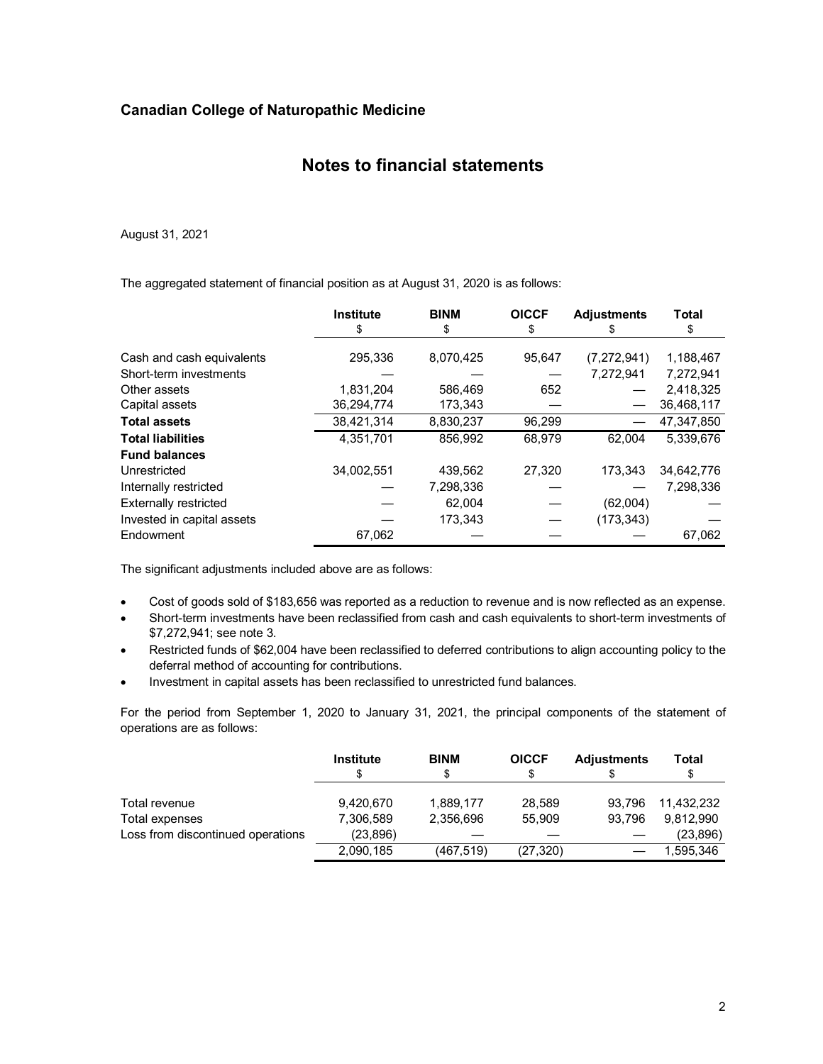## Canadian College of Naturopathic Medicine

# Notes to financial statements

August 31, 2021

The aggregated statement of financial position as at August 31, 2020 is as follows:

| | Institute | BINM | OICCF | Adjustments | Total |
|---|---|---|---|---|---|
| | $ | $ | $ | $ | $ |
| Cash and cash equivalents | 295,336 | 8,070,425 | 95,647 | (7,272,941) | 1,188,467 |
| Short-term investments | — | — | — | 7,272,941 | 7,272,941 |
| Other assets | 1,831,204 | 586,469 | 652 | — | 2,418,325 |
| Capital assets | 36,294,774 | 173,343 | — | — | 36,468,117 |
| **Total assets** | 38,421,314 | 8,830,237 | 96,299 | — | 47,347,850 |
| **Total liabilities** | 4,351,701 | 856,992 | 68,979 | 62,004 | 5,339,676 |
| **Fund balances** | | | | | |
| Unrestricted | 34,002,551 | 439,562 | 27,320 | 173,343 | 34,642,776 |
| Internally restricted | — | 7,298,336 | — | — | 7,298,336 |
| Externally restricted | — | 62,004 | — | (62,004) | — |
| Invested in capital assets | — | 173,343 | — | (173,343) | — |
| Endowment | 67,062 | — | — | — | 67,062 |

The significant adjustments included above are as follows:

- Cost of goods sold of $183,656 was reported as a reduction to revenue and is now reflected as an expense.
- Short-term investments have been reclassified from cash and cash equivalents to short-term investments of $7,272,941; see note 3.
- Restricted funds of $62,004 have been reclassified to deferred contributions to align accounting policy to the deferral method of accounting for contributions.
- Investment in capital assets has been reclassified to unrestricted fund balances.

For the period from September 1, 2020 to January 31, 2021, the principal components of the statement of operations are as follows:

| | Institute | BINM | OICCF | Adjustments | Total |
|---|---|---|---|---|---|
| | $ | $ | $ | $ | $ |
| Total revenue | 9,420,670 | 1,889,177 | 28,589 | 93,796 | 11,432,232 |
| Total expenses | 7,306,589 | 2,356,696 | 55,909 | 93,796 | 9,812,990 |
| Loss from discontinued operations | (23,896) | — | — | — | (23,896) |
| | 2,090,185 | (467,519) | (27,320) | — | 1,595,346 |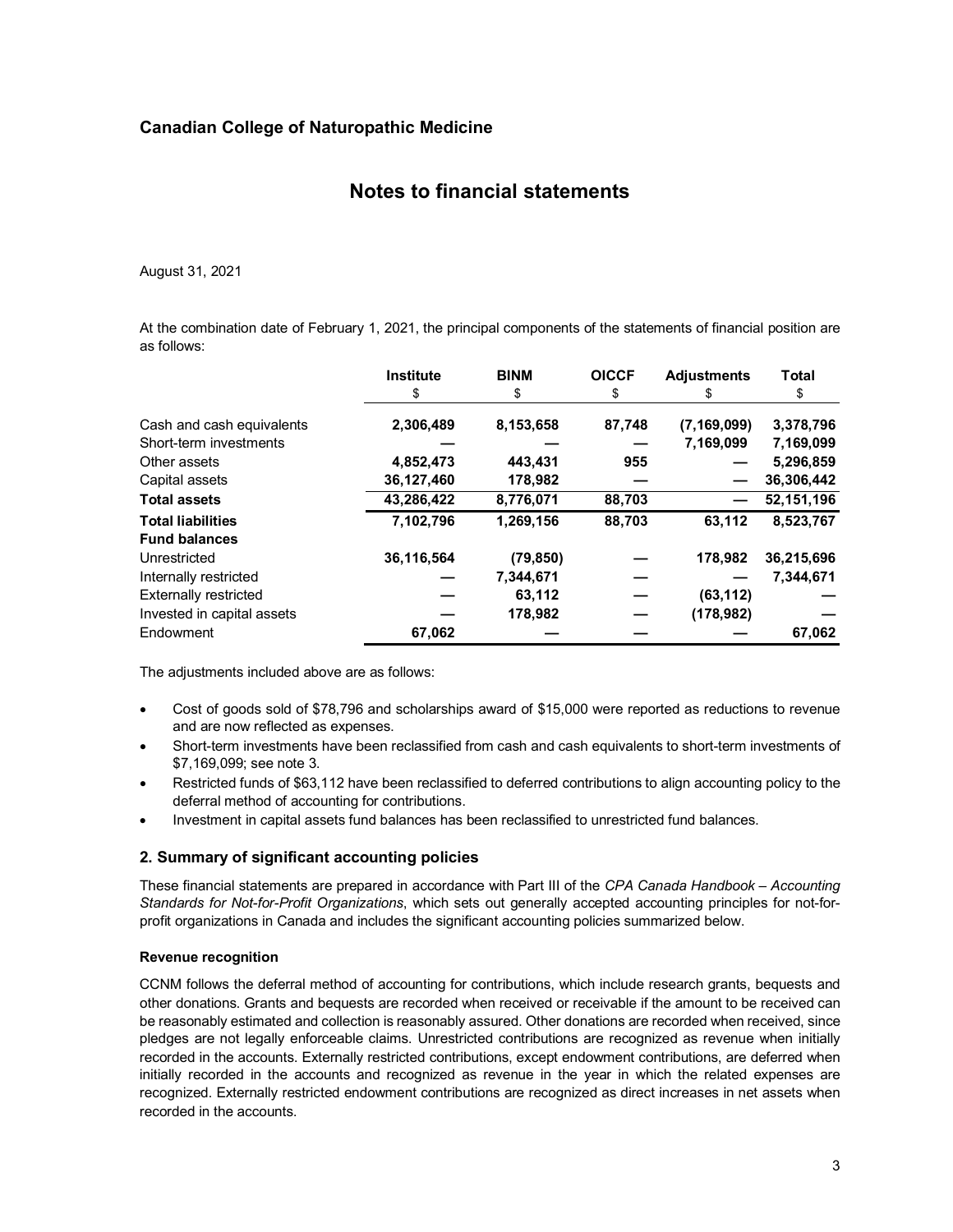## Canadian College of Naturopathic Medicine

# Notes to financial statements

August 31, 2021

At the combination date of February 1, 2021, the principal components of the statements of financial position are as follows:

| | Institute | BINM | OICCF | Adjustments | Total |
|---|---|---|---|---|---|
| | $ | $ | $ | $ | $ |
| Cash and cash equivalents | 2,306,489 | 8,153,658 | 87,748 | (7,169,099) | 3,378,796 |
| Short-term investments | — | — | — | 7,169,099 | 7,169,099 |
| Other assets | 4,852,473 | 443,431 | 955 | — | 5,296,859 |
| Capital assets | 36,127,460 | 178,982 | — | — | 36,306,442 |
| **Total assets** | **43,286,422** | **8,776,071** | **88,703** | **—** | **52,151,196** |
| **Total liabilities** | **7,102,796** | **1,269,156** | **88,703** | **63,112** | **8,523,767** |
| **Fund balances** | | | | | |
| Unrestricted | 36,116,564 | (79,850) | — | 178,982 | 36,215,696 |
| Internally restricted | — | 7,344,671 | — | — | 7,344,671 |
| Externally restricted | — | 63,112 | — | (63,112) | — |
| Invested in capital assets | — | 178,982 | — | (178,982) | — |
| Endowment | 67,062 | — | — | — | 67,062 |

The adjustments included above are as follows:

- Cost of goods sold of $78,796 and scholarships award of $15,000 were reported as reductions to revenue and are now reflected as expenses.
- Short-term investments have been reclassified from cash and cash equivalents to short-term investments of $7,169,099; see note 3.
- Restricted funds of $63,112 have been reclassified to deferred contributions to align accounting policy to the deferral method of accounting for contributions.
- Investment in capital assets fund balances has been reclassified to unrestricted fund balances.

## 2. Summary of significant accounting policies

These financial statements are prepared in accordance with Part III of the *CPA Canada Handbook – Accounting Standards for Not-for-Profit Organizations*, which sets out generally accepted accounting principles for not-for-profit organizations in Canada and includes the significant accounting policies summarized below.

### Revenue recognition

CCNM follows the deferral method of accounting for contributions, which include research grants, bequests and other donations. Grants and bequests are recorded when received or receivable if the amount to be received can be reasonably estimated and collection is reasonably assured. Other donations are recorded when received, since pledges are not legally enforceable claims. Unrestricted contributions are recognized as revenue when initially recorded in the accounts. Externally restricted contributions, except endowment contributions, are deferred when initially recorded in the accounts and recognized as revenue in the year in which the related expenses are recognized. Externally restricted endowment contributions are recognized as direct increases in net assets when recorded in the accounts.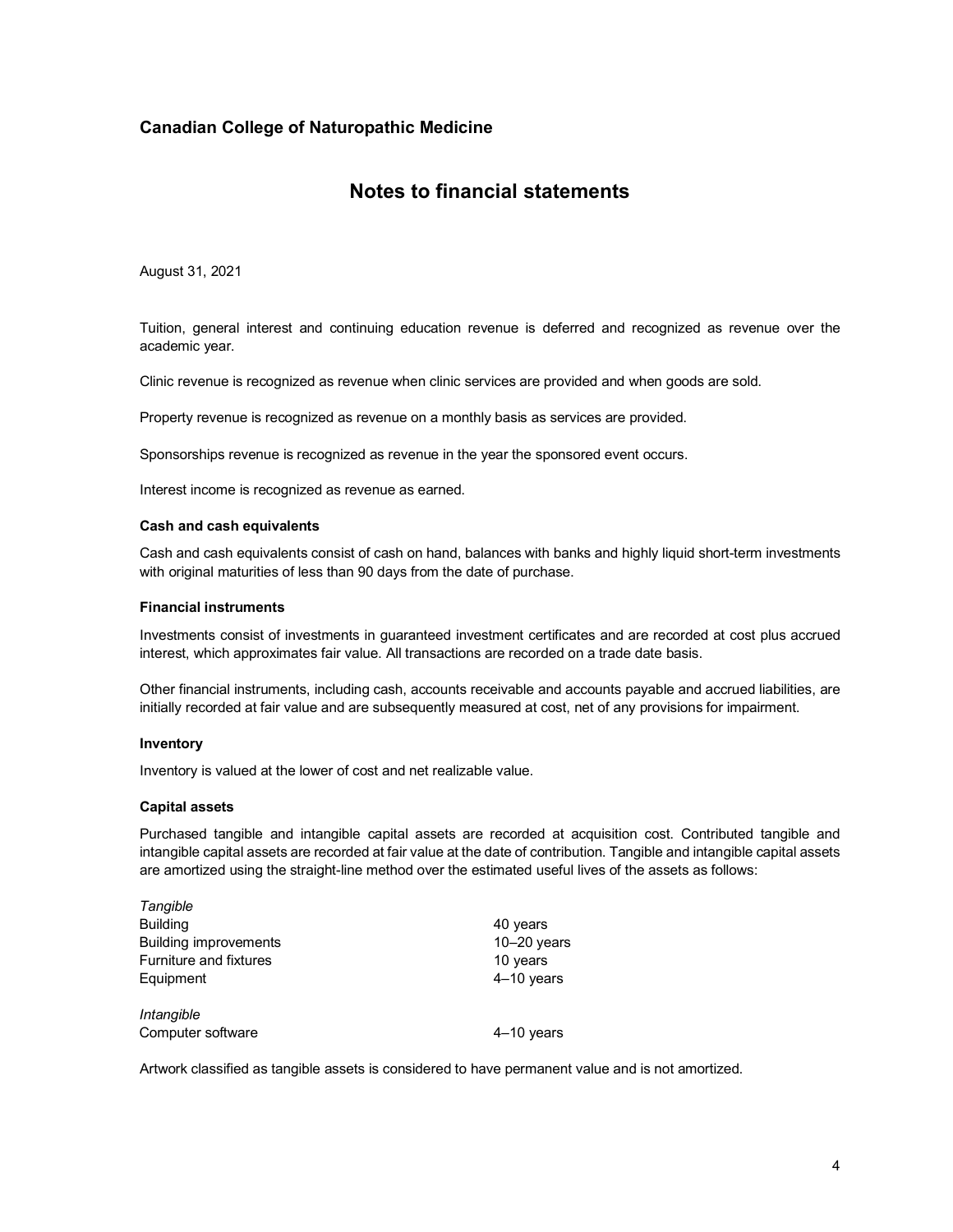Tuition, general interest and continuing education revenue is deferred and recognized as revenue over the academic year.

Clinic revenue is recognized as revenue when clinic services are provided and when goods are sold.

Property revenue is recognized as revenue on a monthly basis as services are provided.

Sponsorships revenue is recognized as revenue in the year the sponsored event occurs.

Interest income is recognized as revenue as earned.

**Cash and cash equivalents**

Cash and cash equivalents consist of cash on hand, balances with banks and highly liquid short-term investments with original maturities of less than 90 days from the date of purchase.

**Financial instruments**

Investments consist of investments in guaranteed investment certificates and are recorded at cost plus accrued interest, which approximates fair value. All transactions are recorded on a trade date basis.

Other financial instruments, including cash, accounts receivable and accounts payable and accrued liabilities, are initially recorded at fair value and are subsequently measured at cost, net of any provisions for impairment.

**Inventory**

Inventory is valued at the lower of cost and net realizable value.

**Capital assets**

Purchased tangible and intangible capital assets are recorded at acquisition cost. Contributed tangible and intangible capital assets are recorded at fair value at the date of contribution. Tangible and intangible capital assets are amortized using the straight-line method over the estimated useful lives of the assets as follows:

| | |
|---|---|
| *Tangible* | |
| Building | 40 years |
| Building improvements | 10–20 years |
| Furniture and fixtures | 10 years |
| Equipment | 4–10 years |
| | |
| *Intangible* | |
| Computer software | 4–10 years |

Artwork classified as tangible assets is considered to have permanent value and is not amortized.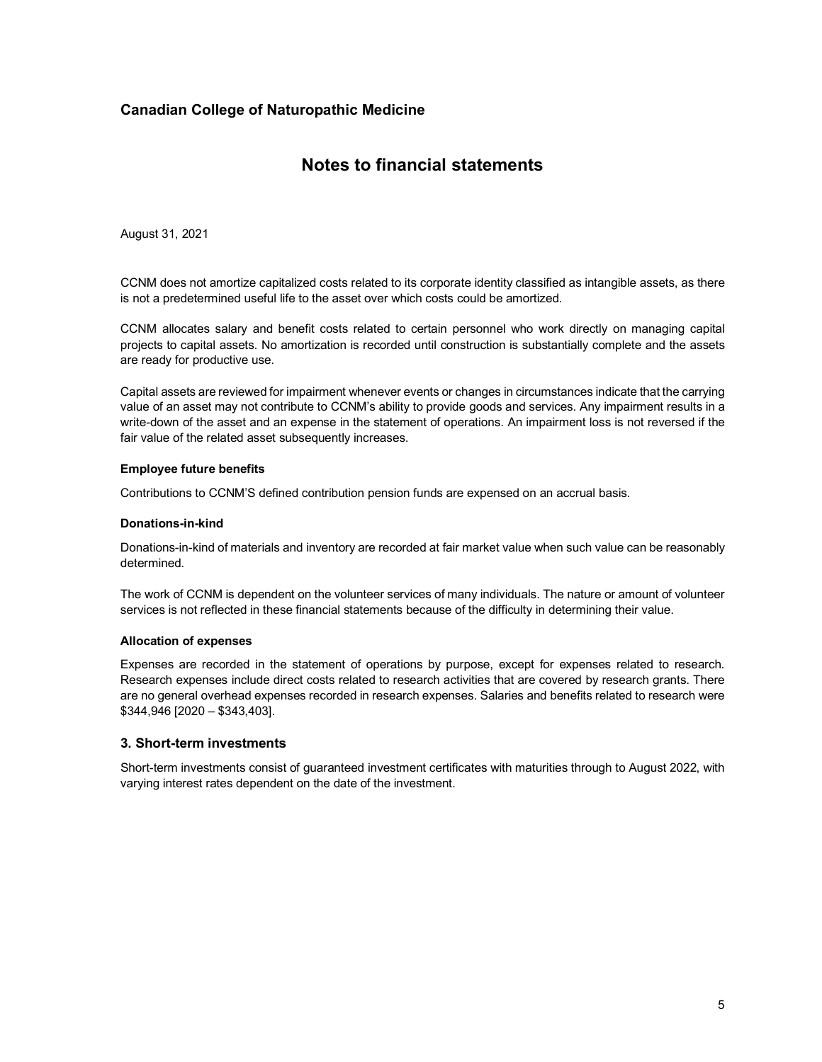August 31, 2021

CCNM does not amortize capitalized costs related to its corporate identity classified as intangible assets, as there is not a predetermined useful life to the asset over which costs could be amortized.

CCNM allocates salary and benefit costs related to certain personnel who work directly on managing capital projects to capital assets. No amortization is recorded until construction is substantially complete and the assets are ready for productive use.

Capital assets are reviewed for impairment whenever events or changes in circumstances indicate that the carrying value of an asset may not contribute to CCNM's ability to provide goods and services. Any impairment results in a write-down of the asset and an expense in the statement of operations. An impairment loss is not reversed if the fair value of the related asset subsequently increases.

**Employee future benefits**

Contributions to CCNM'S defined contribution pension funds are expensed on an accrual basis.

**Donations-in-kind**

Donations-in-kind of materials and inventory are recorded at fair market value when such value can be reasonably determined.

The work of CCNM is dependent on the volunteer services of many individuals. The nature or amount of volunteer services is not reflected in these financial statements because of the difficulty in determining their value.

**Allocation of expenses**

Expenses are recorded in the statement of operations by purpose, except for expenses related to research. Research expenses include direct costs related to research activities that are covered by research grants. There are no general overhead expenses recorded in research expenses. Salaries and benefits related to research were $344,946 [2020 – $343,403].

## 3. Short-term investments

Short-term investments consist of guaranteed investment certificates with maturities through to August 2022, with varying interest rates dependent on the date of the investment.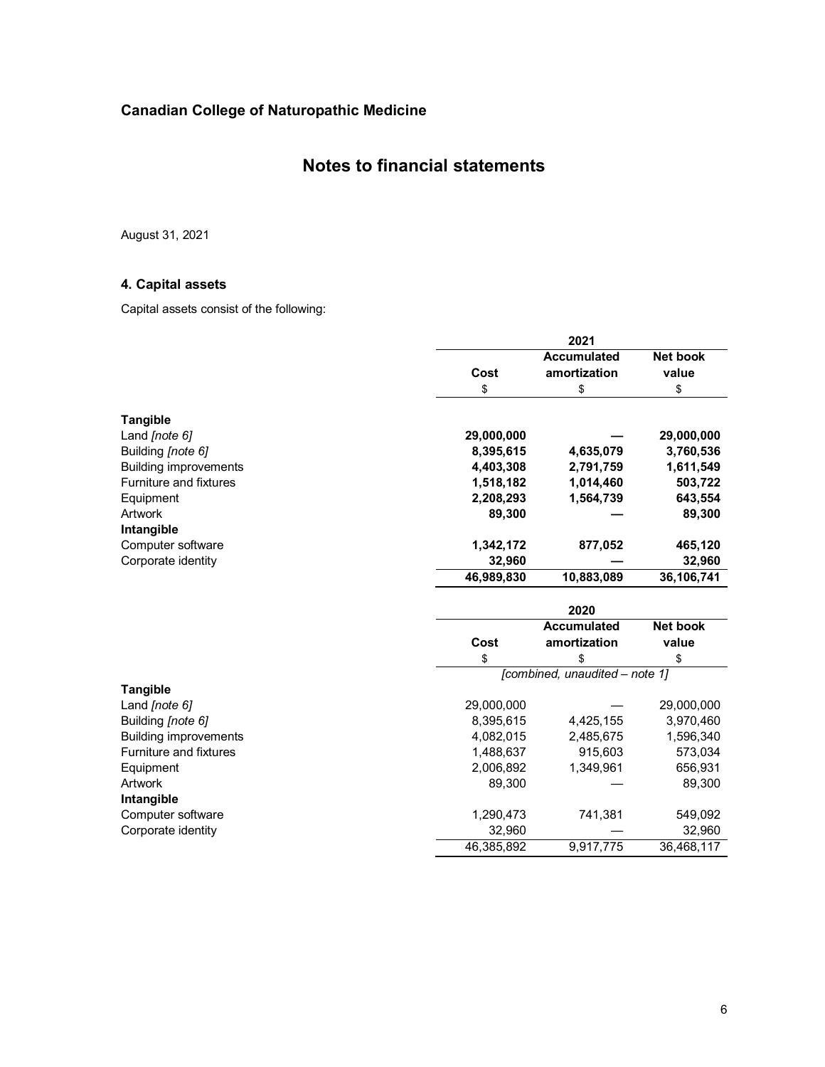## Canadian College of Naturopathic Medicine

# Notes to financial statements

August 31, 2021

### 4. Capital assets

Capital assets consist of the following:

| | 2021 | | |
|---|---|---|---|
| | **Cost** | **Accumulated amortization** | **Net book value** |
| | $ | $ | $ |
| **Tangible** | | | |
| Land *[note 6]* | **29,000,000** | **—** | **29,000,000** |
| Building *[note 6]* | **8,395,615** | **4,635,079** | **3,760,536** |
| Building improvements | **4,403,308** | **2,791,759** | **1,611,549** |
| Furniture and fixtures | **1,518,182** | **1,014,460** | **503,722** |
| Equipment | **2,208,293** | **1,564,739** | **643,554** |
| Artwork | **89,300** | **—** | **89,300** |
| **Intangible** | | | |
| Computer software | **1,342,172** | **877,052** | **465,120** |
| Corporate identity | **32,960** | **—** | **32,960** |
| | **46,989,830** | **10,883,089** | **36,106,741** |

| | 2020 | | |
|---|---|---|---|
| | **Cost** | **Accumulated amortization** | **Net book value** |
| | $ | $ | $ |
| | *[combined, unaudited – note 1]* | | |
| **Tangible** | | | |
| Land *[note 6]* | 29,000,000 | — | 29,000,000 |
| Building *[note 6]* | 8,395,615 | 4,425,155 | 3,970,460 |
| Building improvements | 4,082,015 | 2,485,675 | 1,596,340 |
| Furniture and fixtures | 1,488,637 | 915,603 | 573,034 |
| Equipment | 2,006,892 | 1,349,961 | 656,931 |
| Artwork | 89,300 | — | 89,300 |
| **Intangible** | | | |
| Computer software | 1,290,473 | 741,381 | 549,092 |
| Corporate identity | 32,960 | — | 32,960 |
| | 46,385,892 | 9,917,775 | 36,468,117 |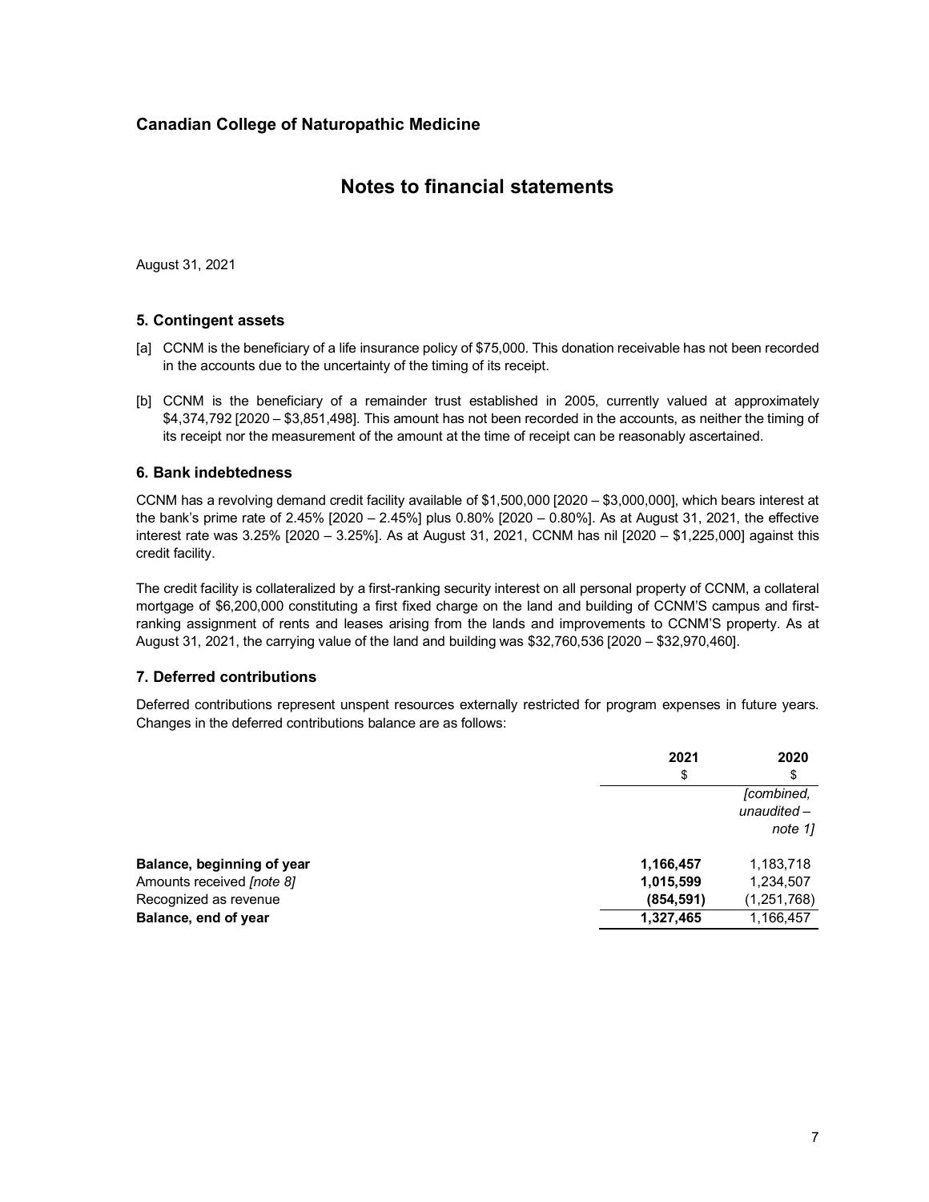## Canadian College of Naturopathic Medicine

# Notes to financial statements

August 31, 2021

### 5. Contingent assets

[a] CCNM is the beneficiary of a life insurance policy of $75,000. This donation receivable has not been recorded in the accounts due to the uncertainty of the timing of its receipt.

[b] CCNM is the beneficiary of a remainder trust established in 2005, currently valued at approximately $4,374,792 [2020 – $3,851,498]. This amount has not been recorded in the accounts, as neither the timing of its receipt nor the measurement of the amount at the time of receipt can be reasonably ascertained.

### 6. Bank indebtedness

CCNM has a revolving demand credit facility available of $1,500,000 [2020 – $3,000,000], which bears interest at the bank's prime rate of 2.45% [2020 – 2.45%] plus 0.80% [2020 – 0.80%]. As at August 31, 2021, the effective interest rate was 3.25% [2020 – 3.25%]. As at August 31, 2021, CCNM has nil [2020 – $1,225,000] against this credit facility.

The credit facility is collateralized by a first-ranking security interest on all personal property of CCNM, a collateral mortgage of $6,200,000 constituting a first fixed charge on the land and building of CCNM'S campus and first-ranking assignment of rents and leases arising from the lands and improvements to CCNM'S property. As at August 31, 2021, the carrying value of the land and building was $32,760,536 [2020 – $32,970,460].

### 7. Deferred contributions

Deferred contributions represent unspent resources externally restricted for program expenses in future years. Changes in the deferred contributions balance are as follows:

| | 2021 | 2020 |
|---|---|---|
| | $ | $ |
| | | *[combined, unaudited – note 1]* |
| **Balance, beginning of year** | **1,166,457** | 1,183,718 |
| Amounts received *[note 8]* | **1,015,599** | 1,234,507 |
| Recognized as revenue | **(854,591)** | (1,251,768) |
| **Balance, end of year** | **1,327,465** | 1,166,457 |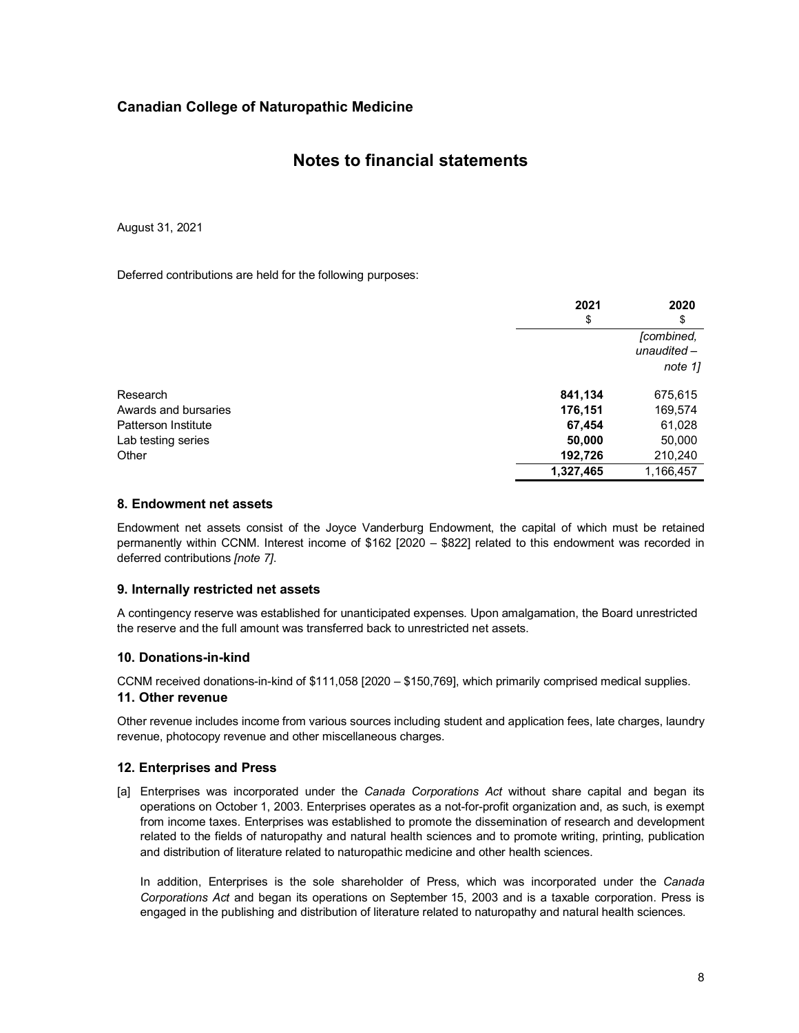## Canadian College of Naturopathic Medicine

# Notes to financial statements

August 31, 2021

Deferred contributions are held for the following purposes:

| | 2021 | 2020 |
|---|---|---|
| | $ | $ |
| | | *[combined, unaudited – note 1]* |
| Research | **841,134** | 675,615 |
| Awards and bursaries | **176,151** | 169,574 |
| Patterson Institute | **67,454** | 61,028 |
| Lab testing series | **50,000** | 50,000 |
| Other | **192,726** | 210,240 |
| | **1,327,465** | 1,166,457 |

### 8. Endowment net assets

Endowment net assets consist of the Joyce Vanderburg Endowment, the capital of which must be retained permanently within CCNM. Interest income of $162 [2020 – $822] related to this endowment was recorded in deferred contributions *[note 7]*.

### 9. Internally restricted net assets

A contingency reserve was established for unanticipated expenses. Upon amalgamation, the Board unrestricted the reserve and the full amount was transferred back to unrestricted net assets.

### 10. Donations-in-kind

CCNM received donations-in-kind of $111,058 [2020 – $150,769], which primarily comprised medical supplies.

### 11. Other revenue

Other revenue includes income from various sources including student and application fees, late charges, laundry revenue, photocopy revenue and other miscellaneous charges.

### 12. Enterprises and Press

[a] Enterprises was incorporated under the *Canada Corporations Act* without share capital and began its operations on October 1, 2003. Enterprises operates as a not-for-profit organization and, as such, is exempt from income taxes. Enterprises was established to promote the dissemination of research and development related to the fields of naturopathy and natural health sciences and to promote writing, printing, publication and distribution of literature related to naturopathic medicine and other health sciences.

In addition, Enterprises is the sole shareholder of Press, which was incorporated under the *Canada Corporations Act* and began its operations on September 15, 2003 and is a taxable corporation. Press is engaged in the publishing and distribution of literature related to naturopathy and natural health sciences.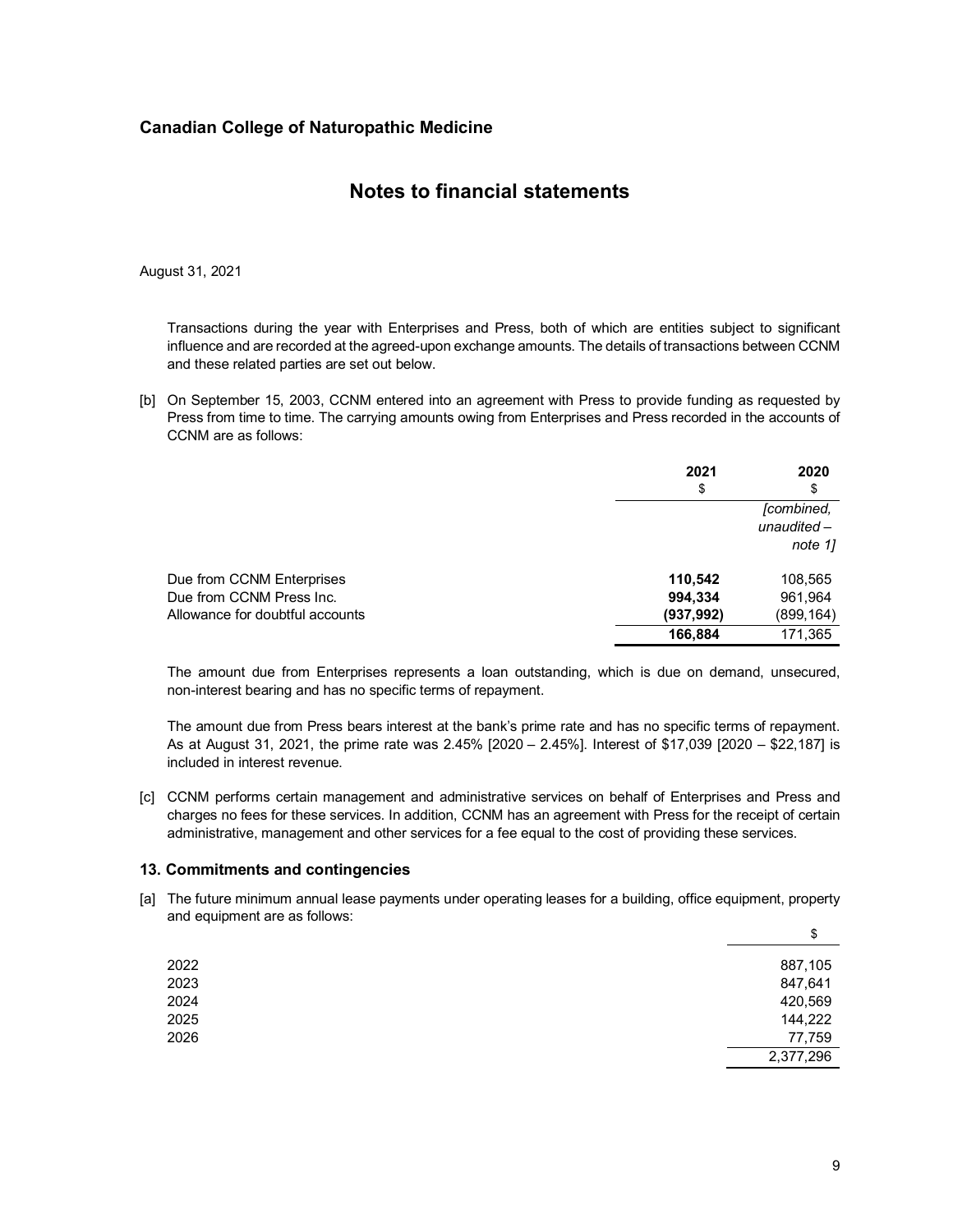Transactions during the year with Enterprises and Press, both of which are entities subject to significant influence and are recorded at the agreed-upon exchange amounts. The details of transactions between CCNM and these related parties are set out below.

[b] On September 15, 2003, CCNM entered into an agreement with Press to provide funding as requested by Press from time to time. The carrying amounts owing from Enterprises and Press recorded in the accounts of CCNM are as follows:

| | 2021 | 2020 |
|---|---|---|
| | $ | $ |
| | | *[combined, unaudited – note 1]* |
| Due from CCNM Enterprises | **110,542** | 108,565 |
| Due from CCNM Press Inc. | **994,334** | 961,964 |
| Allowance for doubtful accounts | **(937,992)** | (899,164) |
| | **166,884** | 171,365 |

The amount due from Enterprises represents a loan outstanding, which is due on demand, unsecured, non-interest bearing and has no specific terms of repayment.

The amount due from Press bears interest at the bank's prime rate and has no specific terms of repayment. As at August 31, 2021, the prime rate was 2.45% [2020 – 2.45%]. Interest of $17,039 [2020 – $22,187] is included in interest revenue.

[c] CCNM performs certain management and administrative services on behalf of Enterprises and Press and charges no fees for these services. In addition, CCNM has an agreement with Press for the receipt of certain administrative, management and other services for a fee equal to the cost of providing these services.

### 13. Commitments and contingencies

[a] The future minimum annual lease payments under operating leases for a building, office equipment, property and equipment are as follows:

| | $ |
|---|---|
| 2022 | 887,105 |
| 2023 | 847,641 |
| 2024 | 420,569 |
| 2025 | 144,222 |
| 2026 | 77,759 |
| | 2,377,296 |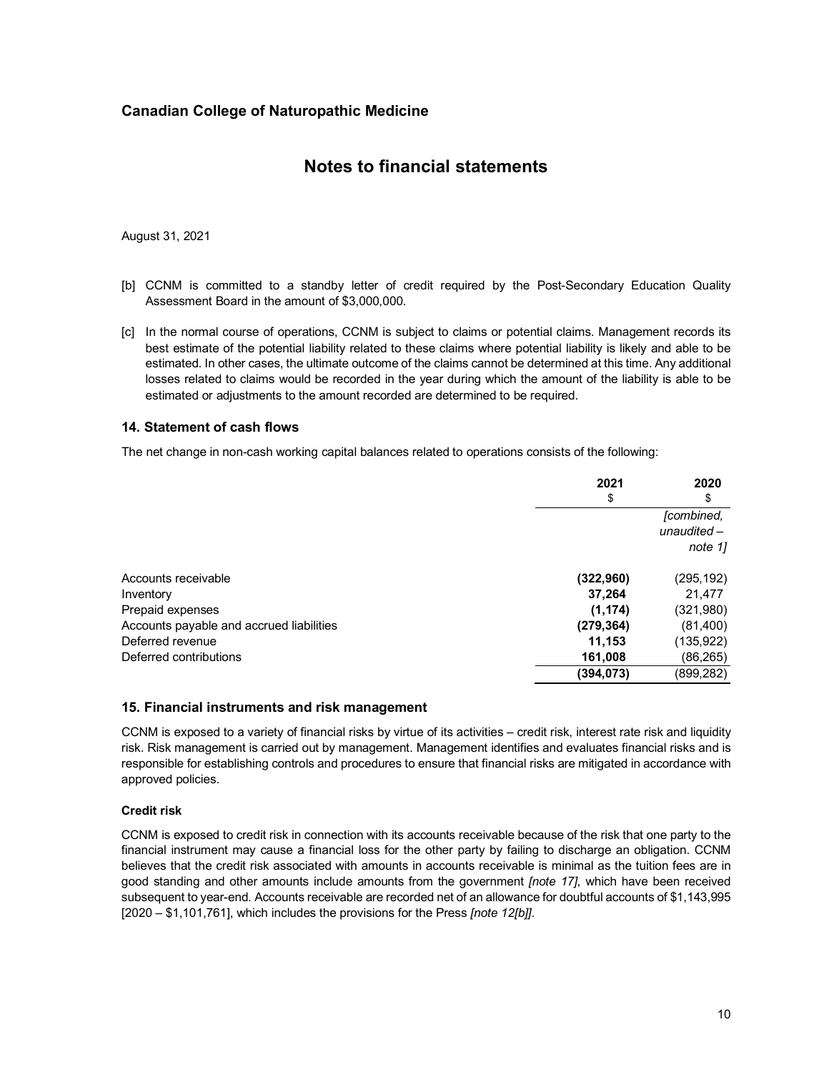[b] CCNM is committed to a standby letter of credit required by the Post-Secondary Education Quality Assessment Board in the amount of $3,000,000.

[c] In the normal course of operations, CCNM is subject to claims or potential claims. Management records its best estimate of the potential liability related to these claims where potential liability is likely and able to be estimated. In other cases, the ultimate outcome of the claims cannot be determined at this time. Any additional losses related to claims would be recorded in the year during which the amount of the liability is able to be estimated or adjustments to the amount recorded are determined to be required.

### 14. Statement of cash flows

The net change in non-cash working capital balances related to operations consists of the following:

| | 2021<br>$ | 2020<br>$<br>*[combined, unaudited – note 1]* |
|---|---|---|
| Accounts receivable | **(322,960)** | (295,192) |
| Inventory | **37,264** | 21,477 |
| Prepaid expenses | **(1,174)** | (321,980) |
| Accounts payable and accrued liabilities | **(279,364)** | (81,400) |
| Deferred revenue | **11,153** | (135,922) |
| Deferred contributions | **161,008** | (86,265) |
| | **(394,073)** | (899,282) |

### 15. Financial instruments and risk management

CCNM is exposed to a variety of financial risks by virtue of its activities – credit risk, interest rate risk and liquidity risk. Risk management is carried out by management. Management identifies and evaluates financial risks and is responsible for establishing controls and procedures to ensure that financial risks are mitigated in accordance with approved policies.

#### Credit risk

CCNM is exposed to credit risk in connection with its accounts receivable because of the risk that one party to the financial instrument may cause a financial loss for the other party by failing to discharge an obligation. CCNM believes that the credit risk associated with amounts in accounts receivable is minimal as the tuition fees are in good standing and other amounts include amounts from the government *[note 17]*, which have been received subsequent to year-end. Accounts receivable are recorded net of an allowance for doubtful accounts of $1,143,995 [2020 – $1,101,761], which includes the provisions for the Press *[note 12[b]]*.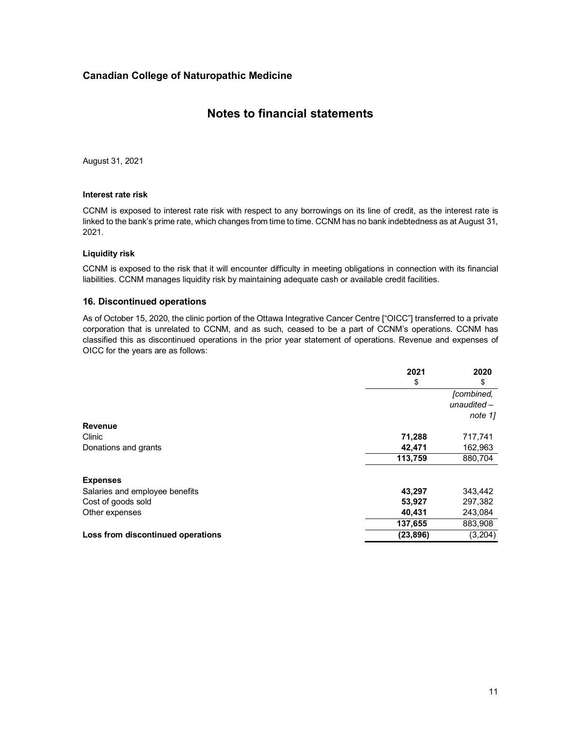**Canadian College of Naturopathic Medicine**

# Notes to financial statements

August 31, 2021

**Interest rate risk**

CCNM is exposed to interest rate risk with respect to any borrowings on its line of credit, as the interest rate is linked to the bank's prime rate, which changes from time to time. CCNM has no bank indebtedness as at August 31, 2021.

**Liquidity risk**

CCNM is exposed to the risk that it will encounter difficulty in meeting obligations in connection with its financial liabilities. CCNM manages liquidity risk by maintaining adequate cash or available credit facilities.

## 16. Discontinued operations

As of October 15, 2020, the clinic portion of the Ottawa Integrative Cancer Centre ["OICC"] transferred to a private corporation that is unrelated to CCNM, and as such, ceased to be a part of CCNM's operations. CCNM has classified this as discontinued operations in the prior year statement of operations. Revenue and expenses of OICC for the years are as follows:

| | 2021 | 2020 |
|---|---|---|
| | $ | $ |
| | | *[combined, unaudited – note 1]* |
| **Revenue** | | |
| Clinic | **71,288** | 717,741 |
| Donations and grants | **42,471** | 162,963 |
| | **113,759** | 880,704 |
| **Expenses** | | |
| Salaries and employee benefits | **43,297** | 343,442 |
| Cost of goods sold | **53,927** | 297,382 |
| Other expenses | **40,431** | 243,084 |
| | **137,655** | 883,908 |
| **Loss from discontinued operations** | **(23,896)** | (3,204) |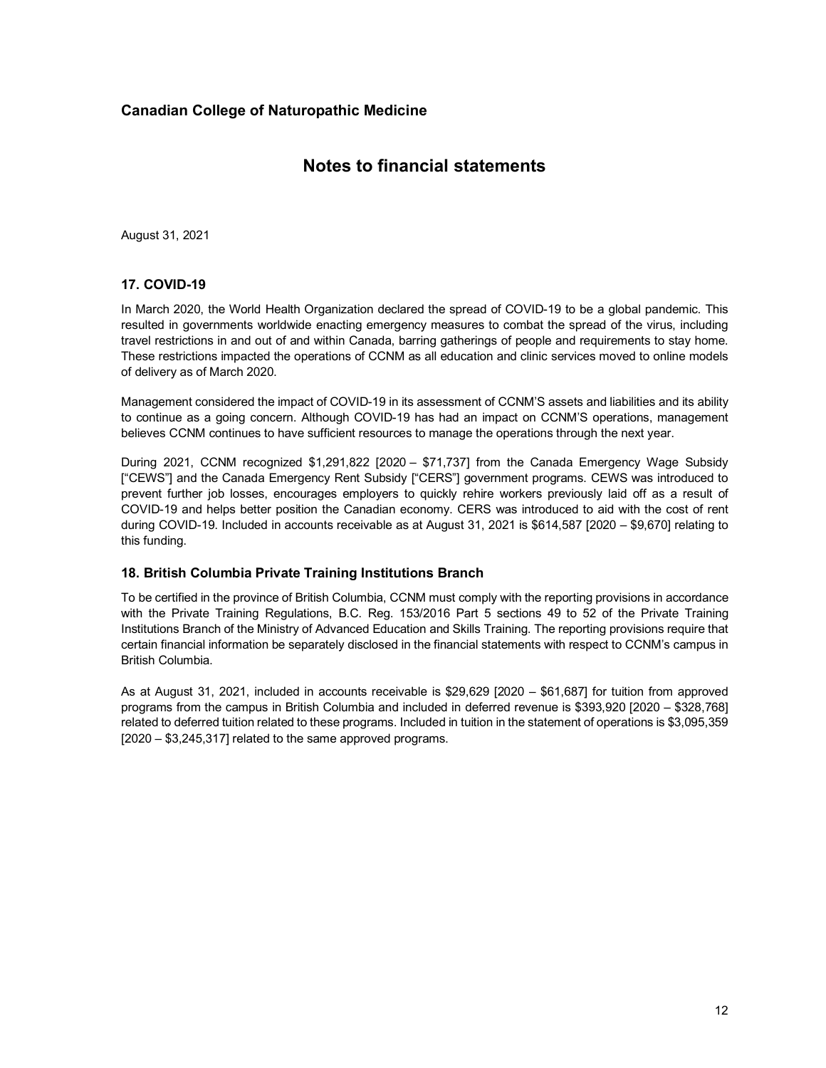**Canadian College of Naturopathic Medicine**

# Notes to financial statements

August 31, 2021

### 17. COVID-19

In March 2020, the World Health Organization declared the spread of COVID-19 to be a global pandemic. This resulted in governments worldwide enacting emergency measures to combat the spread of the virus, including travel restrictions in and out of and within Canada, barring gatherings of people and requirements to stay home. These restrictions impacted the operations of CCNM as all education and clinic services moved to online models of delivery as of March 2020.

Management considered the impact of COVID-19 in its assessment of CCNM'S assets and liabilities and its ability to continue as a going concern. Although COVID-19 has had an impact on CCNM'S operations, management believes CCNM continues to have sufficient resources to manage the operations through the next year.

During 2021, CCNM recognized $1,291,822 [2020 – $71,737] from the Canada Emergency Wage Subsidy ["CEWS"] and the Canada Emergency Rent Subsidy ["CERS"] government programs. CEWS was introduced to prevent further job losses, encourages employers to quickly rehire workers previously laid off as a result of COVID-19 and helps better position the Canadian economy. CERS was introduced to aid with the cost of rent during COVID-19. Included in accounts receivable as at August 31, 2021 is $614,587 [2020 – $9,670] relating to this funding.

### 18. British Columbia Private Training Institutions Branch

To be certified in the province of British Columbia, CCNM must comply with the reporting provisions in accordance with the Private Training Regulations, B.C. Reg. 153/2016 Part 5 sections 49 to 52 of the Private Training Institutions Branch of the Ministry of Advanced Education and Skills Training. The reporting provisions require that certain financial information be separately disclosed in the financial statements with respect to CCNM's campus in British Columbia.

As at August 31, 2021, included in accounts receivable is $29,629 [2020 – $61,687] for tuition from approved programs from the campus in British Columbia and included in deferred revenue is $393,920 [2020 – $328,768] related to deferred tuition related to these programs. Included in tuition in the statement of operations is $3,095,359 [2020 – $3,245,317] related to the same approved programs.